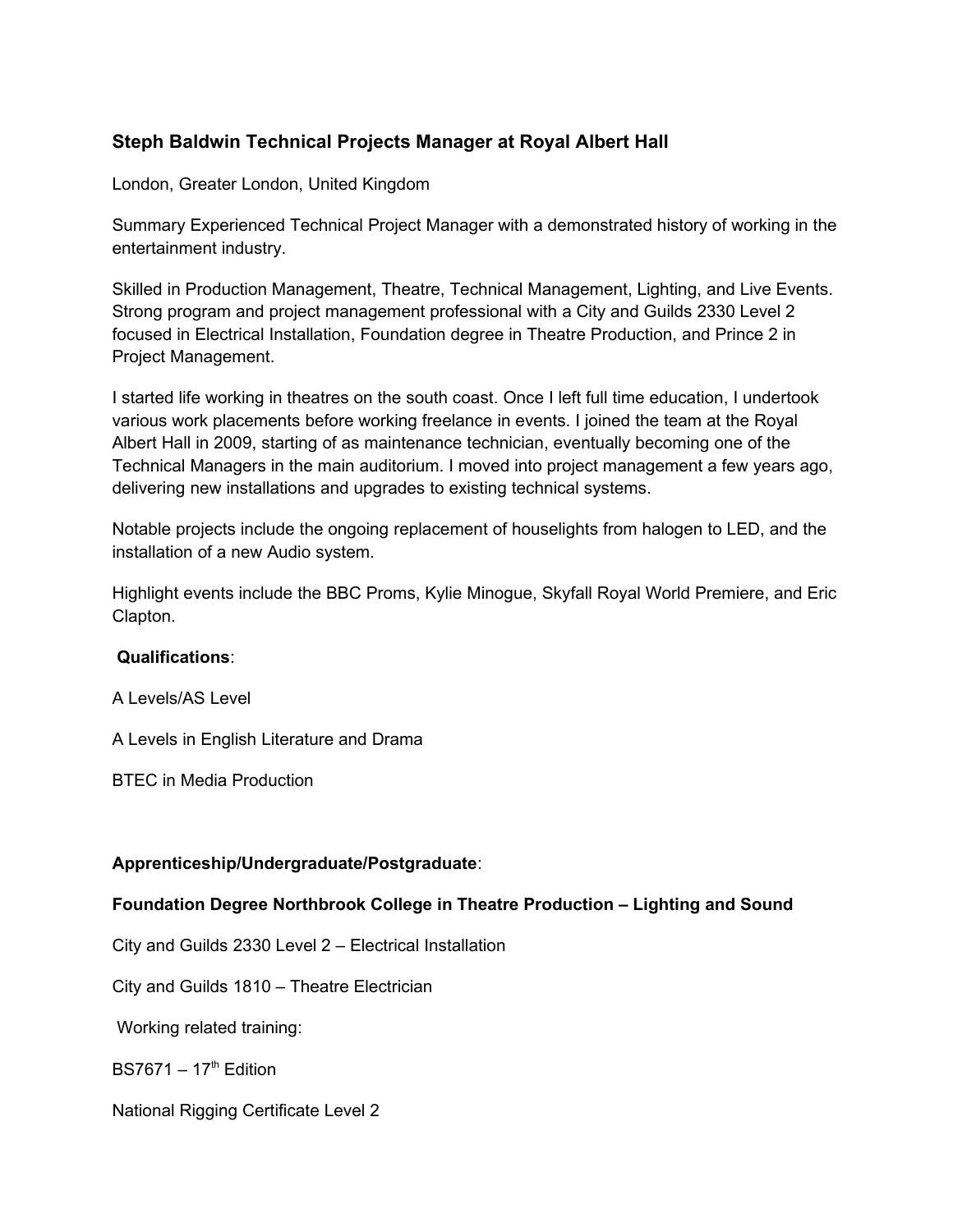## Steph Baldwin Technical Projects Manager at Royal Albert Hall

London, Greater London, United Kingdom

Summary Experienced Technical Project Manager with a demonstrated history of working in the entertainment industry.

Skilled in Production Management, Theatre, Technical Management, Lighting, and Live Events. Strong program and project management professional with a City and Guilds 2330 Level 2 focused in Electrical Installation, Foundation degree in Theatre Production, and Prince 2 in Project Management.

I started life working in theatres on the south coast. Once I left full time education, I undertook various work placements before working freelance in events. I joined the team at the Royal Albert Hall in 2009, starting of as maintenance technician, eventually becoming one of the Technical Managers in the main auditorium. I moved into project management a few years ago, delivering new installations and upgrades to existing technical systems.

Notable projects include the ongoing replacement of houselights from halogen to LED, and the installation of a new Audio system.

Highlight events include the BBC Proms, Kylie Minogue, Skyfall Royal World Premiere, and Eric Clapton.

**Qualifications**:

A Levels/AS Level

A Levels in English Literature and Drama

BTEC in Media Production

**Apprenticeship/Undergraduate/Postgraduate**:

**Foundation Degree Northbrook College in Theatre Production – Lighting and Sound**

City and Guilds 2330 Level 2 – Electrical Installation

City and Guilds 1810 – Theatre Electrician

Working related training:

BS7671 – $17^{th}$ Edition

National Rigging Certificate Level 2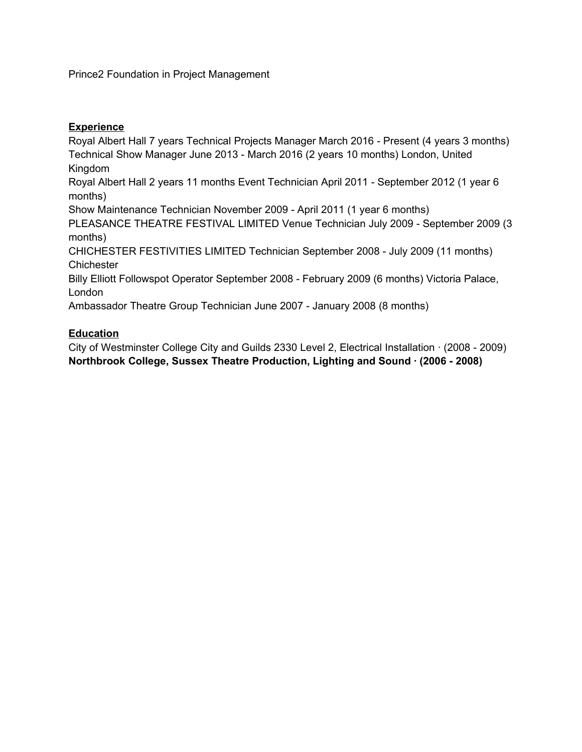Prince2 Foundation in Project Management

**Experience**

Royal Albert Hall 7 years Technical Projects Manager March 2016 - Present (4 years 3 months)
Technical Show Manager June 2013 - March 2016 (2 years 10 months) London, United Kingdom
Royal Albert Hall 2 years 11 months Event Technician April 2011 - September 2012 (1 year 6 months)
Show Maintenance Technician November 2009 - April 2011 (1 year 6 months)
PLEASANCE THEATRE FESTIVAL LIMITED Venue Technician July 2009 - September 2009 (3 months)
CHICHESTER FESTIVITIES LIMITED Technician September 2008 - July 2009 (11 months) Chichester
Billy Elliott Followspot Operator September 2008 - February 2009 (6 months) Victoria Palace, London
Ambassador Theatre Group Technician June 2007 - January 2008 (8 months)

**Education**

City of Westminster College City and Guilds 2330 Level 2, Electrical Installation · (2008 - 2009)
**Northbrook College, Sussex Theatre Production, Lighting and Sound · (2006 - 2008)**